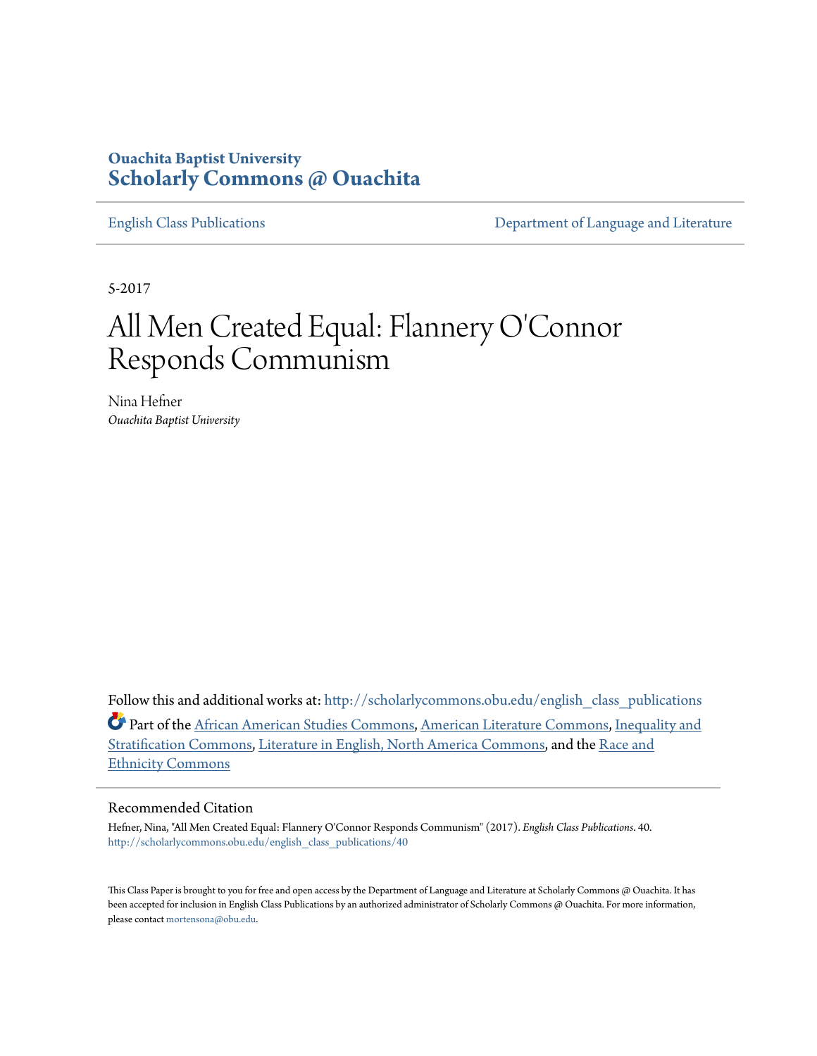Ouachita Baptist University
# Scholarly Commons @ Ouachita

English Class Publications | Department of Language and Literature

5-2017

# All Men Created Equal: Flannery O'Connor Responds Communism

Nina Hefner
*Ouachita Baptist University*

Follow this and additional works at: http://scholarlycommons.obu.edu/english_class_publications

Part of the African American Studies Commons, American Literature Commons, Inequality and Stratification Commons, Literature in English, North America Commons, and the Race and Ethnicity Commons

## Recommended Citation

Hefner, Nina, "All Men Created Equal: Flannery O'Connor Responds Communism" (2017). *English Class Publications*. 40.
http://scholarlycommons.obu.edu/english_class_publications/40

This Class Paper is brought to you for free and open access by the Department of Language and Literature at Scholarly Commons @ Ouachita. It has been accepted for inclusion in English Class Publications by an authorized administrator of Scholarly Commons @ Ouachita. For more information, please contact mortensona@obu.edu.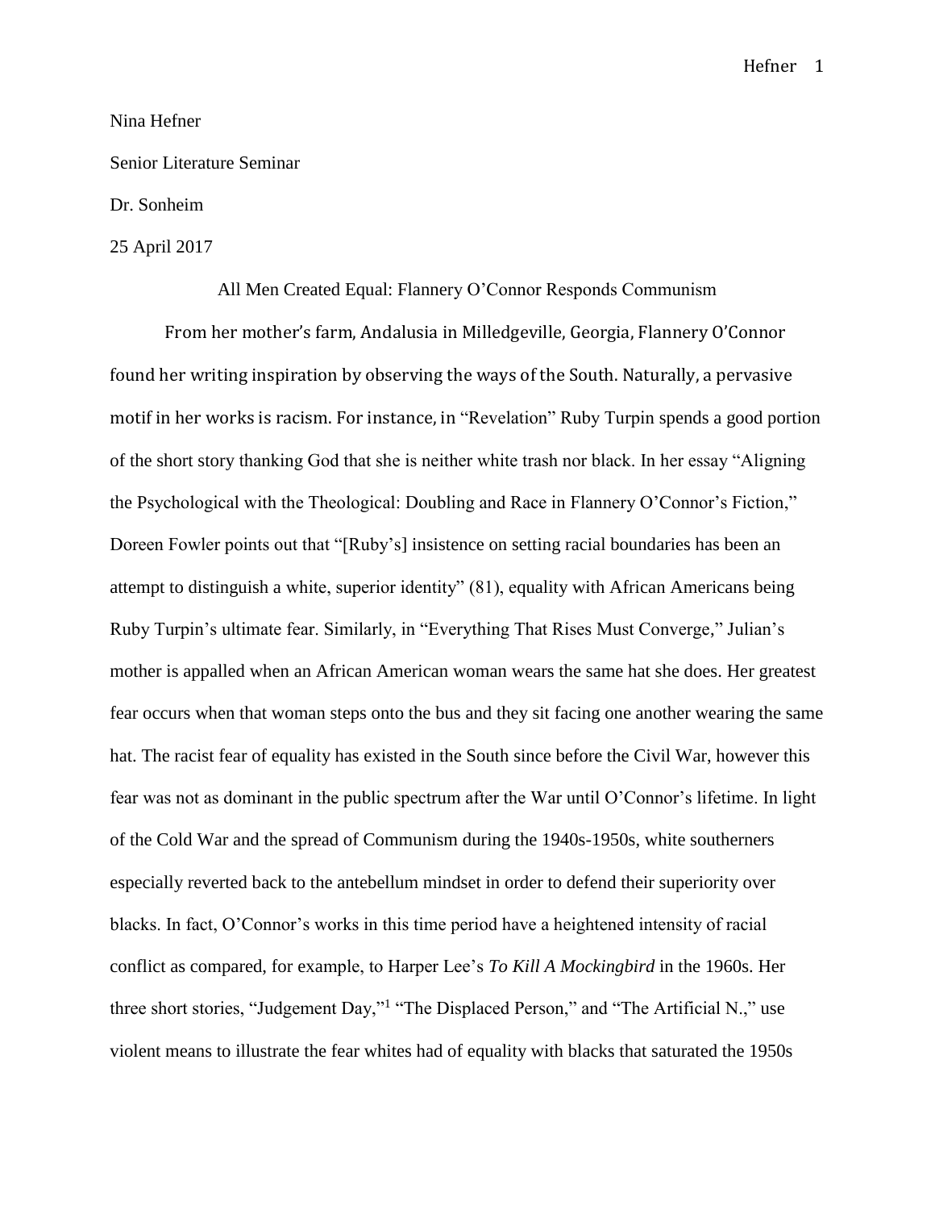Nina Hefner

Senior Literature Seminar

Dr. Sonheim

25 April 2017

All Men Created Equal: Flannery O'Connor Responds Communism

From her mother's farm, Andalusia in Milledgeville, Georgia, Flannery O'Connor found her writing inspiration by observing the ways of the South. Naturally, a pervasive motif in her works is racism. For instance, in "Revelation" Ruby Turpin spends a good portion of the short story thanking God that she is neither white trash nor black. In her essay "Aligning the Psychological with the Theological: Doubling and Race in Flannery O'Connor's Fiction," Doreen Fowler points out that "[Ruby's] insistence on setting racial boundaries has been an attempt to distinguish a white, superior identity" (81), equality with African Americans being Ruby Turpin's ultimate fear. Similarly, in "Everything That Rises Must Converge," Julian's mother is appalled when an African American woman wears the same hat she does. Her greatest fear occurs when that woman steps onto the bus and they sit facing one another wearing the same hat. The racist fear of equality has existed in the South since before the Civil War, however this fear was not as dominant in the public spectrum after the War until O'Connor's lifetime. In light of the Cold War and the spread of Communism during the 1940s-1950s, white southerners especially reverted back to the antebellum mindset in order to defend their superiority over blacks. In fact, O'Connor's works in this time period have a heightened intensity of racial conflict as compared, for example, to Harper Lee's *To Kill A Mockingbird* in the 1960s. Her three short stories, "Judgement Day,"[1] "The Displaced Person," and "The Artificial N.," use violent means to illustrate the fear whites had of equality with blacks that saturated the 1950s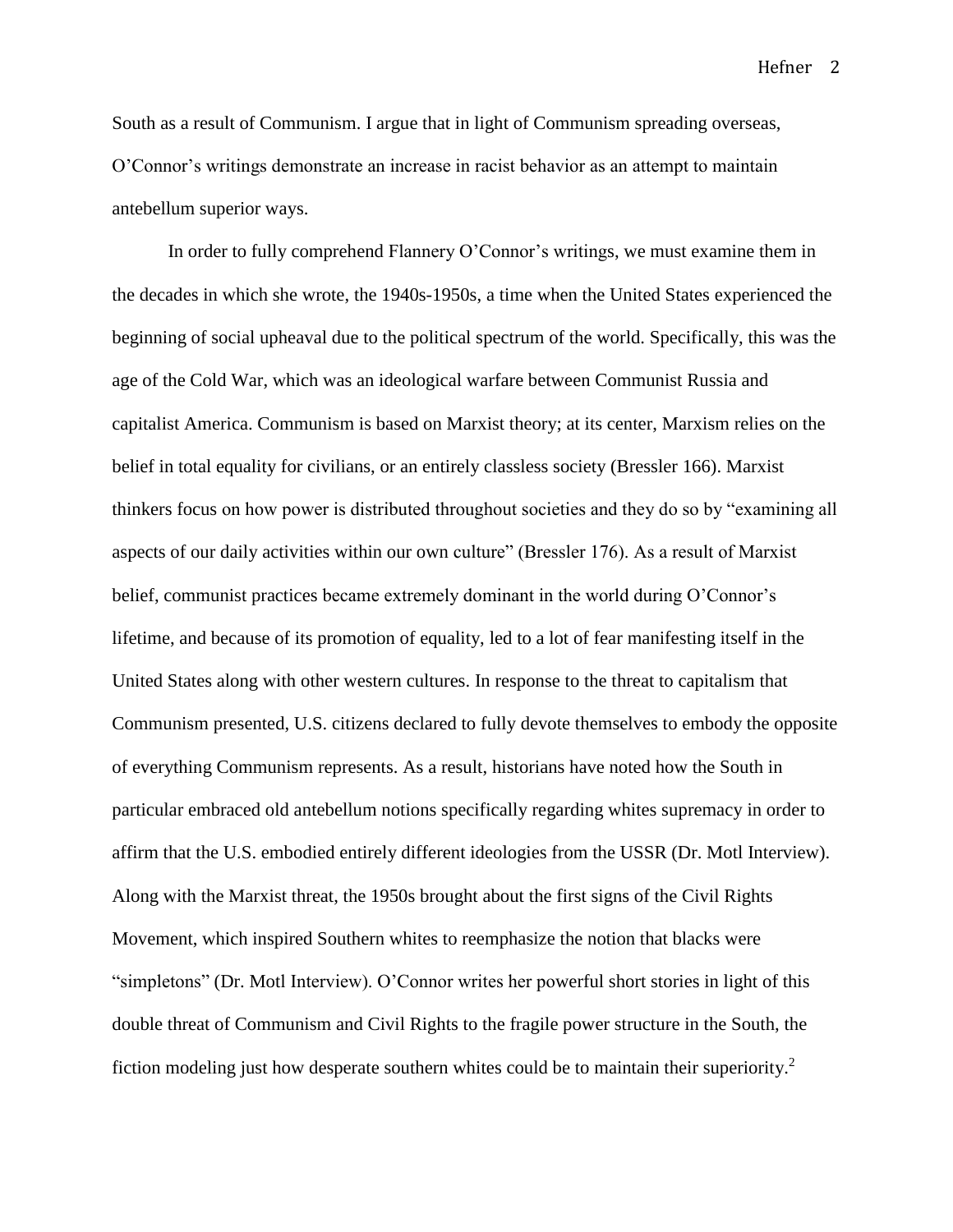South as a result of Communism. I argue that in light of Communism spreading overseas, O'Connor's writings demonstrate an increase in racist behavior as an attempt to maintain antebellum superior ways.

In order to fully comprehend Flannery O'Connor's writings, we must examine them in the decades in which she wrote, the 1940s-1950s, a time when the United States experienced the beginning of social upheaval due to the political spectrum of the world. Specifically, this was the age of the Cold War, which was an ideological warfare between Communist Russia and capitalist America. Communism is based on Marxist theory; at its center, Marxism relies on the belief in total equality for civilians, or an entirely classless society (Bressler 166). Marxist thinkers focus on how power is distributed throughout societies and they do so by "examining all aspects of our daily activities within our own culture" (Bressler 176). As a result of Marxist belief, communist practices became extremely dominant in the world during O'Connor's lifetime, and because of its promotion of equality, led to a lot of fear manifesting itself in the United States along with other western cultures. In response to the threat to capitalism that Communism presented, U.S. citizens declared to fully devote themselves to embody the opposite of everything Communism represents. As a result, historians have noted how the South in particular embraced old antebellum notions specifically regarding whites supremacy in order to affirm that the U.S. embodied entirely different ideologies from the USSR (Dr. Motl Interview). Along with the Marxist threat, the 1950s brought about the first signs of the Civil Rights Movement, which inspired Southern whites to reemphasize the notion that blacks were "simpletons" (Dr. Motl Interview). O'Connor writes her powerful short stories in light of this double threat of Communism and Civil Rights to the fragile power structure in the South, the fiction modeling just how desperate southern whites could be to maintain their superiority.[2]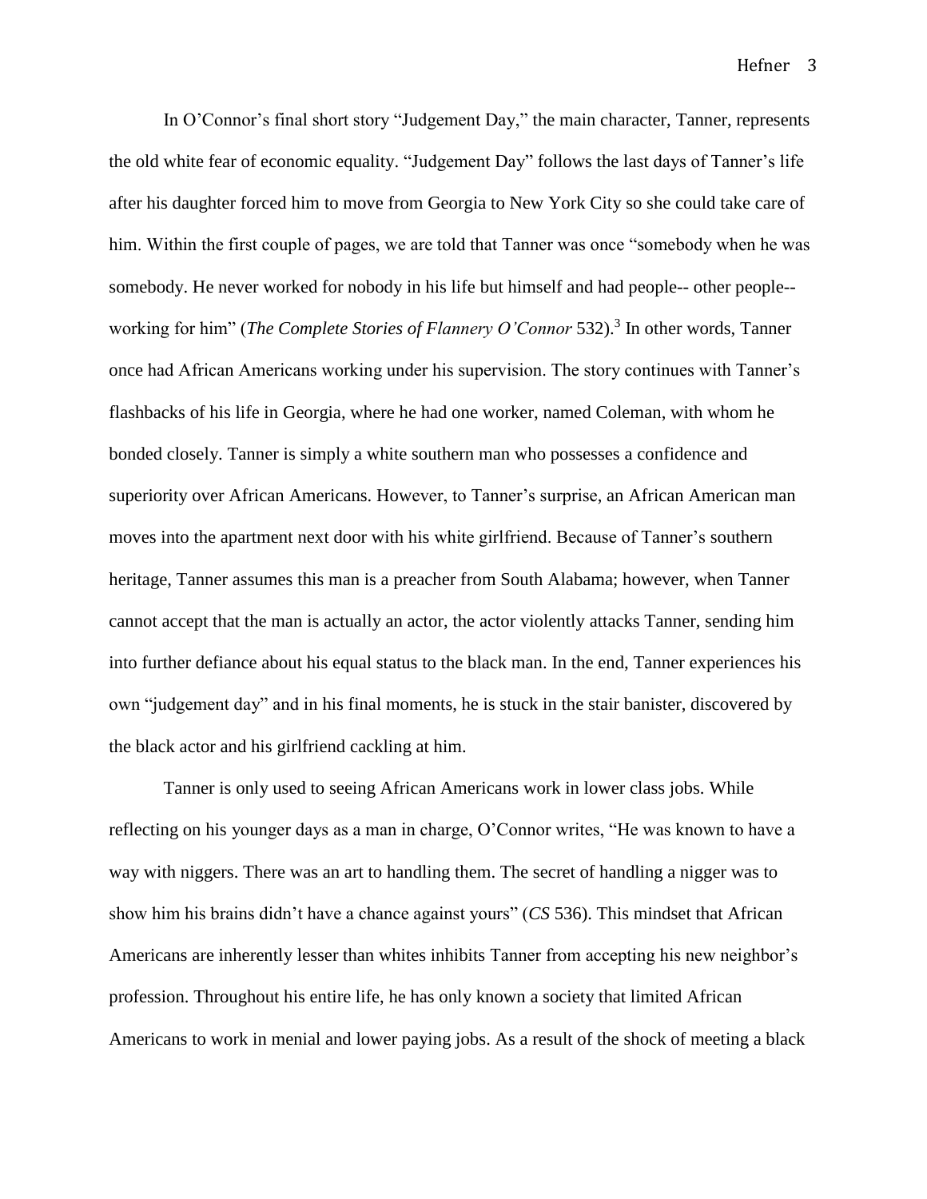In O'Connor's final short story "Judgement Day," the main character, Tanner, represents the old white fear of economic equality. "Judgement Day" follows the last days of Tanner's life after his daughter forced him to move from Georgia to New York City so she could take care of him. Within the first couple of pages, we are told that Tanner was once "somebody when he was somebody. He never worked for nobody in his life but himself and had people-- other people-- working for him" (*The Complete Stories of Flannery O'Connor* 532).[3] In other words, Tanner once had African Americans working under his supervision. The story continues with Tanner's flashbacks of his life in Georgia, where he had one worker, named Coleman, with whom he bonded closely. Tanner is simply a white southern man who possesses a confidence and superiority over African Americans. However, to Tanner's surprise, an African American man moves into the apartment next door with his white girlfriend. Because of Tanner's southern heritage, Tanner assumes this man is a preacher from South Alabama; however, when Tanner cannot accept that the man is actually an actor, the actor violently attacks Tanner, sending him into further defiance about his equal status to the black man. In the end, Tanner experiences his own "judgement day" and in his final moments, he is stuck in the stair banister, discovered by the black actor and his girlfriend cackling at him.

Tanner is only used to seeing African Americans work in lower class jobs. While reflecting on his younger days as a man in charge, O'Connor writes, "He was known to have a way with niggers. There was an art to handling them. The secret of handling a nigger was to show him his brains didn't have a chance against yours" (*CS* 536). This mindset that African Americans are inherently lesser than whites inhibits Tanner from accepting his new neighbor's profession. Throughout his entire life, he has only known a society that limited African Americans to work in menial and lower paying jobs. As a result of the shock of meeting a black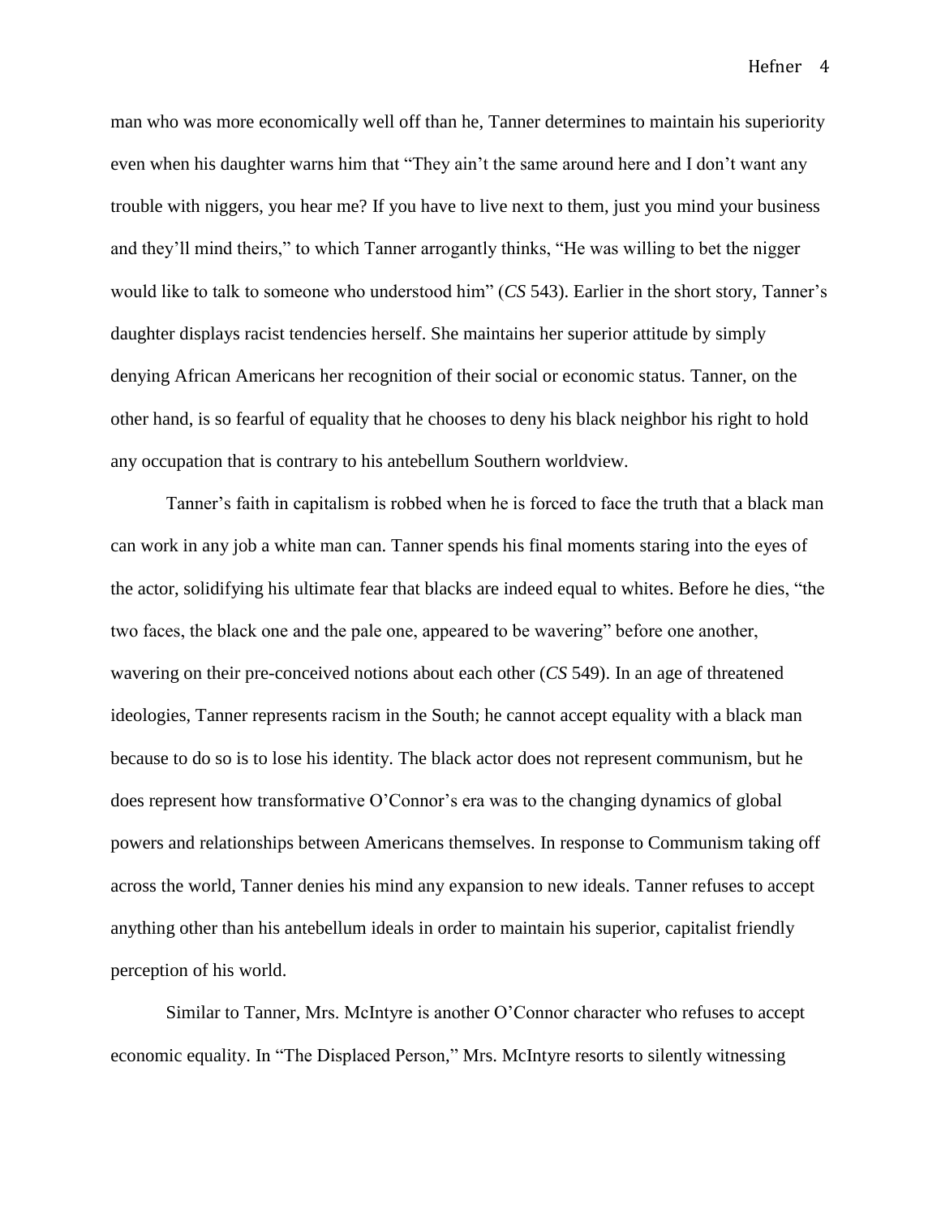man who was more economically well off than he, Tanner determines to maintain his superiority even when his daughter warns him that "They ain't the same around here and I don't want any trouble with niggers, you hear me? If you have to live next to them, just you mind your business and they'll mind theirs," to which Tanner arrogantly thinks, "He was willing to bet the nigger would like to talk to someone who understood him" (*CS* 543). Earlier in the short story, Tanner's daughter displays racist tendencies herself. She maintains her superior attitude by simply denying African Americans her recognition of their social or economic status. Tanner, on the other hand, is so fearful of equality that he chooses to deny his black neighbor his right to hold any occupation that is contrary to his antebellum Southern worldview.

Tanner's faith in capitalism is robbed when he is forced to face the truth that a black man can work in any job a white man can. Tanner spends his final moments staring into the eyes of the actor, solidifying his ultimate fear that blacks are indeed equal to whites. Before he dies, "the two faces, the black one and the pale one, appeared to be wavering" before one another, wavering on their pre-conceived notions about each other (*CS* 549). In an age of threatened ideologies, Tanner represents racism in the South; he cannot accept equality with a black man because to do so is to lose his identity. The black actor does not represent communism, but he does represent how transformative O'Connor's era was to the changing dynamics of global powers and relationships between Americans themselves. In response to Communism taking off across the world, Tanner denies his mind any expansion to new ideals. Tanner refuses to accept anything other than his antebellum ideals in order to maintain his superior, capitalist friendly perception of his world.

Similar to Tanner, Mrs. McIntyre is another O'Connor character who refuses to accept economic equality. In "The Displaced Person," Mrs. McIntyre resorts to silently witnessing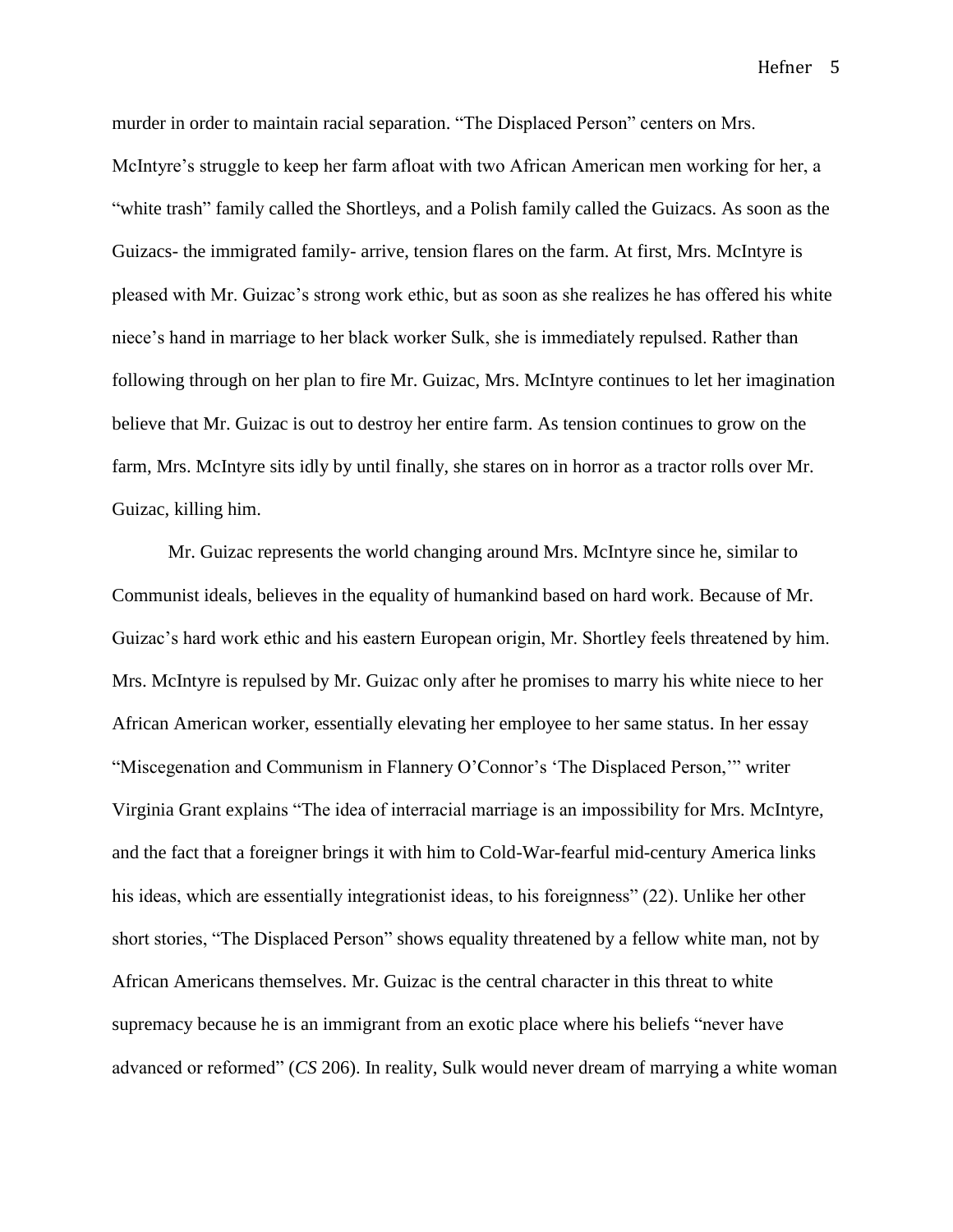murder in order to maintain racial separation. “The Displaced Person” centers on Mrs. McIntyre’s struggle to keep her farm afloat with two African American men working for her, a “white trash” family called the Shortleys, and a Polish family called the Guizacs. As soon as the Guizacs- the immigrated family- arrive, tension flares on the farm. At first, Mrs. McIntyre is pleased with Mr. Guizac’s strong work ethic, but as soon as she realizes he has offered his white niece’s hand in marriage to her black worker Sulk, she is immediately repulsed. Rather than following through on her plan to fire Mr. Guizac, Mrs. McIntyre continues to let her imagination believe that Mr. Guizac is out to destroy her entire farm. As tension continues to grow on the farm, Mrs. McIntyre sits idly by until finally, she stares on in horror as a tractor rolls over Mr. Guizac, killing him.

Mr. Guizac represents the world changing around Mrs. McIntyre since he, similar to Communist ideals, believes in the equality of humankind based on hard work. Because of Mr. Guizac’s hard work ethic and his eastern European origin, Mr. Shortley feels threatened by him. Mrs. McIntyre is repulsed by Mr. Guizac only after he promises to marry his white niece to her African American worker, essentially elevating her employee to her same status. In her essay “Miscegenation and Communism in Flannery O’Connor’s ‘The Displaced Person,’” writer Virginia Grant explains “The idea of interracial marriage is an impossibility for Mrs. McIntyre, and the fact that a foreigner brings it with him to Cold-War-fearful mid-century America links his ideas, which are essentially integrationist ideas, to his foreignness” (22). Unlike her other short stories, “The Displaced Person” shows equality threatened by a fellow white man, not by African Americans themselves. Mr. Guizac is the central character in this threat to white supremacy because he is an immigrant from an exotic place where his beliefs “never have advanced or reformed” (*CS* 206). In reality, Sulk would never dream of marrying a white woman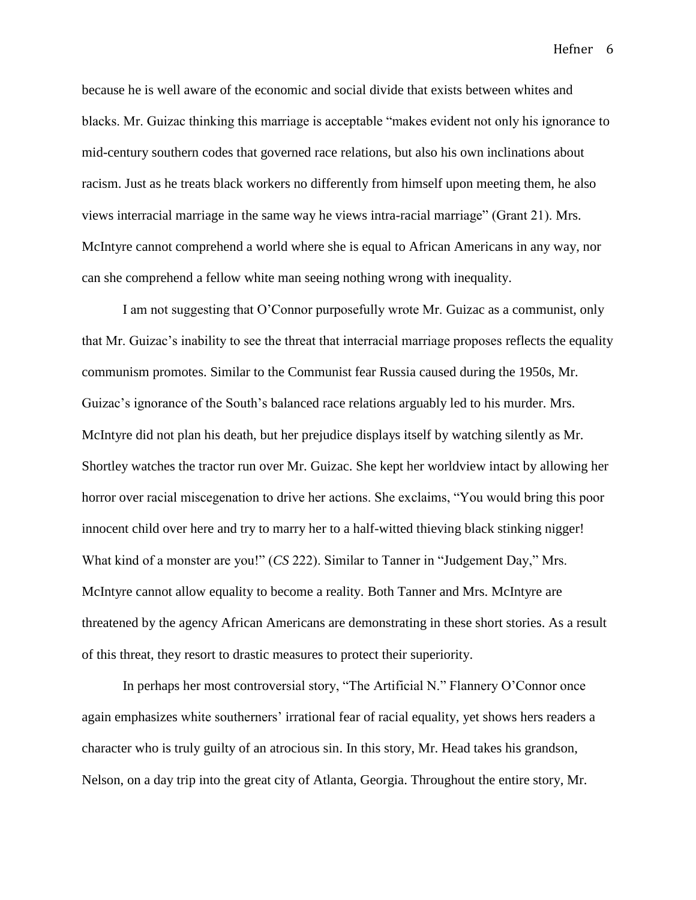because he is well aware of the economic and social divide that exists between whites and blacks. Mr. Guizac thinking this marriage is acceptable "makes evident not only his ignorance to mid-century southern codes that governed race relations, but also his own inclinations about racism. Just as he treats black workers no differently from himself upon meeting them, he also views interracial marriage in the same way he views intra-racial marriage" (Grant 21). Mrs. McIntyre cannot comprehend a world where she is equal to African Americans in any way, nor can she comprehend a fellow white man seeing nothing wrong with inequality.

I am not suggesting that O'Connor purposefully wrote Mr. Guizac as a communist, only that Mr. Guizac's inability to see the threat that interracial marriage proposes reflects the equality communism promotes. Similar to the Communist fear Russia caused during the 1950s, Mr. Guizac's ignorance of the South's balanced race relations arguably led to his murder. Mrs. McIntyre did not plan his death, but her prejudice displays itself by watching silently as Mr. Shortley watches the tractor run over Mr. Guizac. She kept her worldview intact by allowing her horror over racial miscegenation to drive her actions. She exclaims, "You would bring this poor innocent child over here and try to marry her to a half-witted thieving black stinking nigger! What kind of a monster are you!" (*CS* 222). Similar to Tanner in "Judgement Day," Mrs. McIntyre cannot allow equality to become a reality. Both Tanner and Mrs. McIntyre are threatened by the agency African Americans are demonstrating in these short stories. As a result of this threat, they resort to drastic measures to protect their superiority.

In perhaps her most controversial story, "The Artificial N." Flannery O'Connor once again emphasizes white southerners' irrational fear of racial equality, yet shows hers readers a character who is truly guilty of an atrocious sin. In this story, Mr. Head takes his grandson, Nelson, on a day trip into the great city of Atlanta, Georgia. Throughout the entire story, Mr.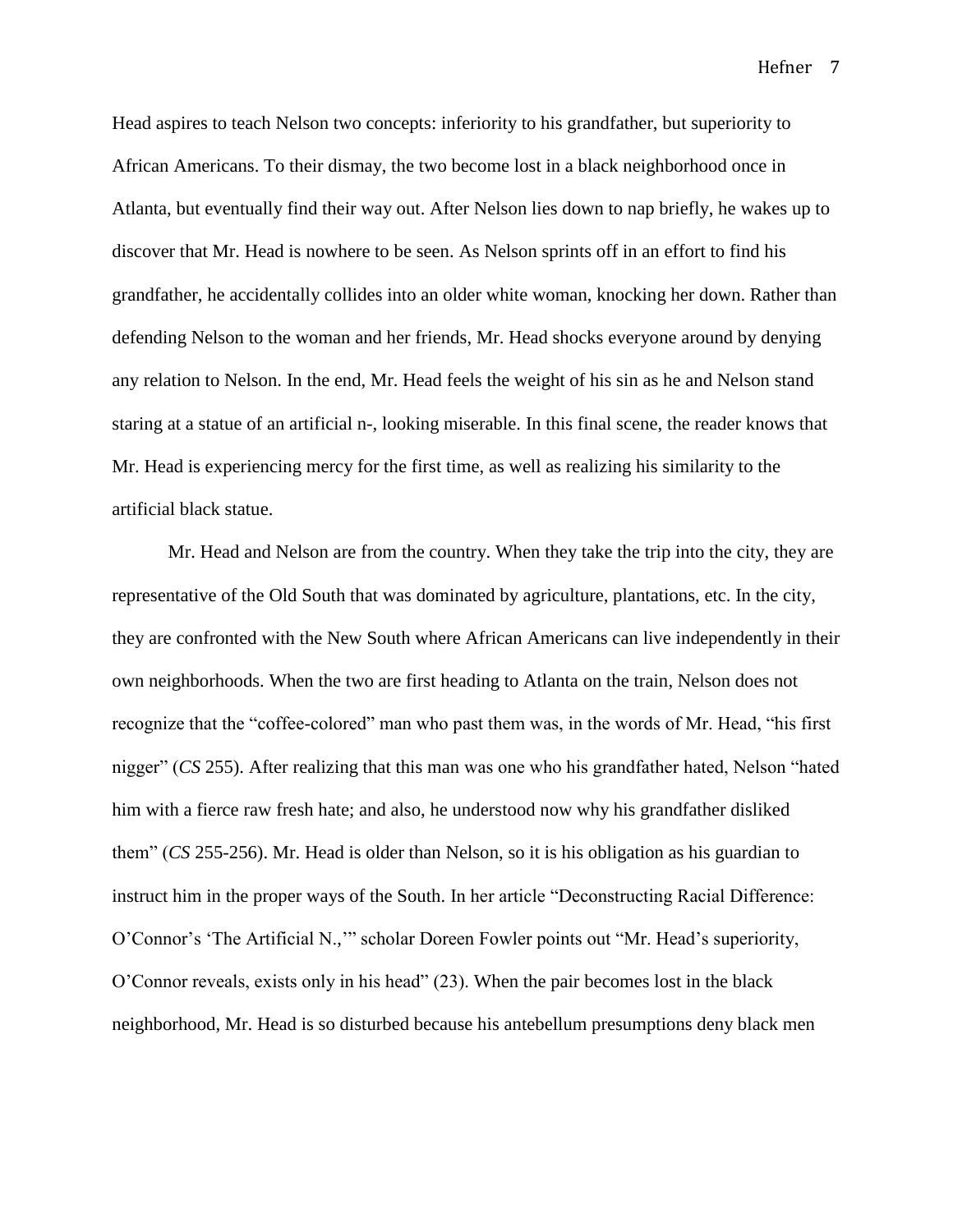Head aspires to teach Nelson two concepts: inferiority to his grandfather, but superiority to African Americans. To their dismay, the two become lost in a black neighborhood once in Atlanta, but eventually find their way out. After Nelson lies down to nap briefly, he wakes up to discover that Mr. Head is nowhere to be seen. As Nelson sprints off in an effort to find his grandfather, he accidentally collides into an older white woman, knocking her down. Rather than defending Nelson to the woman and her friends, Mr. Head shocks everyone around by denying any relation to Nelson. In the end, Mr. Head feels the weight of his sin as he and Nelson stand staring at a statue of an artificial n-, looking miserable. In this final scene, the reader knows that Mr. Head is experiencing mercy for the first time, as well as realizing his similarity to the artificial black statue.

Mr. Head and Nelson are from the country. When they take the trip into the city, they are representative of the Old South that was dominated by agriculture, plantations, etc. In the city, they are confronted with the New South where African Americans can live independently in their own neighborhoods. When the two are first heading to Atlanta on the train, Nelson does not recognize that the "coffee-colored" man who past them was, in the words of Mr. Head, "his first nigger" (*CS* 255). After realizing that this man was one who his grandfather hated, Nelson "hated him with a fierce raw fresh hate; and also, he understood now why his grandfather disliked them" (*CS* 255-256). Mr. Head is older than Nelson, so it is his obligation as his guardian to instruct him in the proper ways of the South. In her article "Deconstructing Racial Difference: O'Connor's 'The Artificial N.,'" scholar Doreen Fowler points out "Mr. Head's superiority, O'Connor reveals, exists only in his head" (23). When the pair becomes lost in the black neighborhood, Mr. Head is so disturbed because his antebellum presumptions deny black men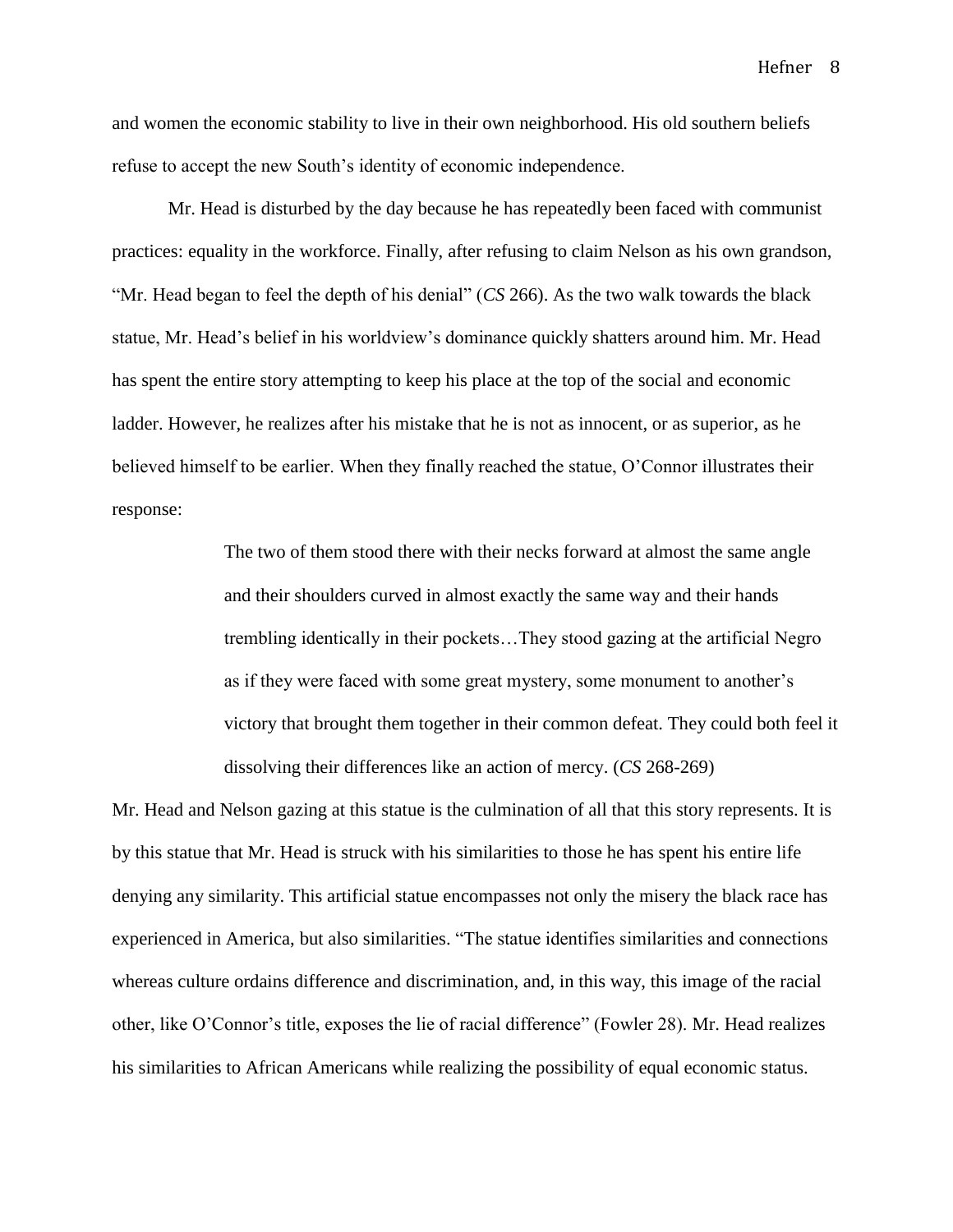and women the economic stability to live in their own neighborhood. His old southern beliefs refuse to accept the new South's identity of economic independence.

Mr. Head is disturbed by the day because he has repeatedly been faced with communist practices: equality in the workforce. Finally, after refusing to claim Nelson as his own grandson, "Mr. Head began to feel the depth of his denial" (*CS* 266). As the two walk towards the black statue, Mr. Head's belief in his worldview's dominance quickly shatters around him. Mr. Head has spent the entire story attempting to keep his place at the top of the social and economic ladder. However, he realizes after his mistake that he is not as innocent, or as superior, as he believed himself to be earlier. When they finally reached the statue, O'Connor illustrates their response:

> The two of them stood there with their necks forward at almost the same angle and their shoulders curved in almost exactly the same way and their hands trembling identically in their pockets…They stood gazing at the artificial Negro as if they were faced with some great mystery, some monument to another's victory that brought them together in their common defeat. They could both feel it dissolving their differences like an action of mercy. (*CS* 268-269)

Mr. Head and Nelson gazing at this statue is the culmination of all that this story represents. It is by this statue that Mr. Head is struck with his similarities to those he has spent his entire life denying any similarity. This artificial statue encompasses not only the misery the black race has experienced in America, but also similarities. "The statue identifies similarities and connections whereas culture ordains difference and discrimination, and, in this way, this image of the racial other, like O'Connor's title, exposes the lie of racial difference" (Fowler 28). Mr. Head realizes his similarities to African Americans while realizing the possibility of equal economic status.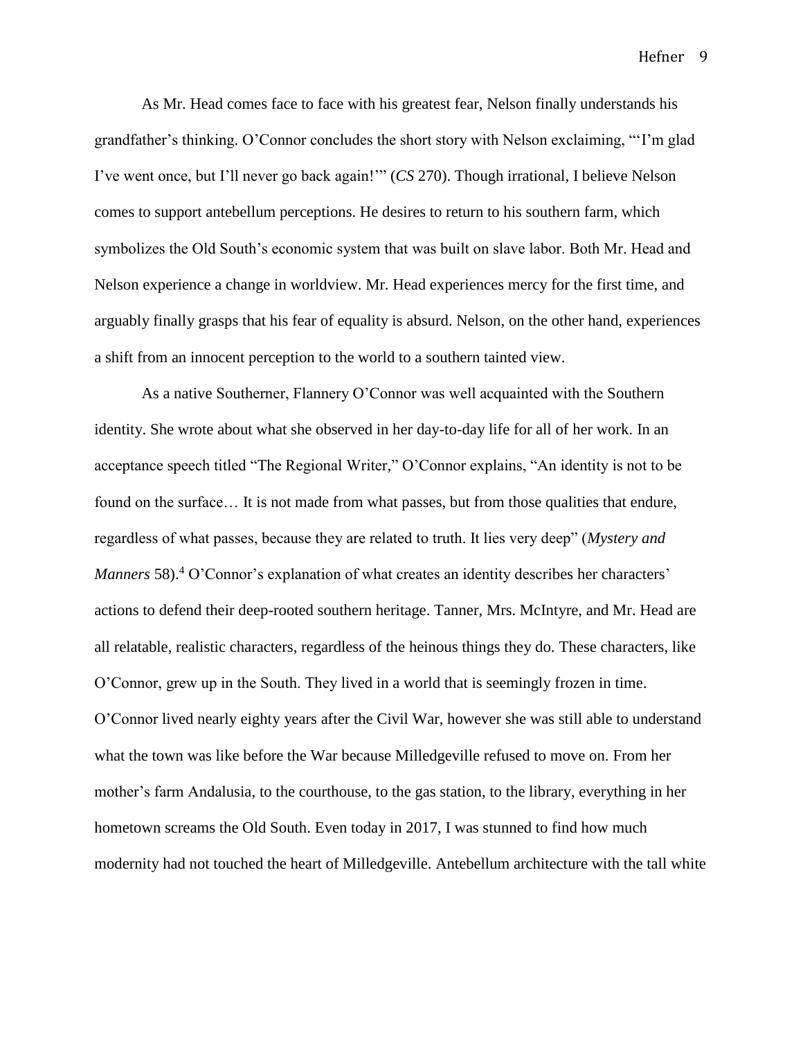As Mr. Head comes face to face with his greatest fear, Nelson finally understands his grandfather's thinking. O'Connor concludes the short story with Nelson exclaiming, "'I'm glad I've went once, but I'll never go back again!'" (*CS* 270). Though irrational, I believe Nelson comes to support antebellum perceptions. He desires to return to his southern farm, which symbolizes the Old South's economic system that was built on slave labor. Both Mr. Head and Nelson experience a change in worldview. Mr. Head experiences mercy for the first time, and arguably finally grasps that his fear of equality is absurd. Nelson, on the other hand, experiences a shift from an innocent perception to the world to a southern tainted view.

As a native Southerner, Flannery O'Connor was well acquainted with the Southern identity. She wrote about what she observed in her day-to-day life for all of her work. In an acceptance speech titled "The Regional Writer," O'Connor explains, "An identity is not to be found on the surface… It is not made from what passes, but from those qualities that endure, regardless of what passes, because they are related to truth. It lies very deep" (*Mystery and Manners* 58).[4] O'Connor's explanation of what creates an identity describes her characters' actions to defend their deep-rooted southern heritage. Tanner, Mrs. McIntyre, and Mr. Head are all relatable, realistic characters, regardless of the heinous things they do. These characters, like O'Connor, grew up in the South. They lived in a world that is seemingly frozen in time. O'Connor lived nearly eighty years after the Civil War, however she was still able to understand what the town was like before the War because Milledgeville refused to move on. From her mother's farm Andalusia, to the courthouse, to the gas station, to the library, everything in her hometown screams the Old South. Even today in 2017, I was stunned to find how much modernity had not touched the heart of Milledgeville. Antebellum architecture with the tall white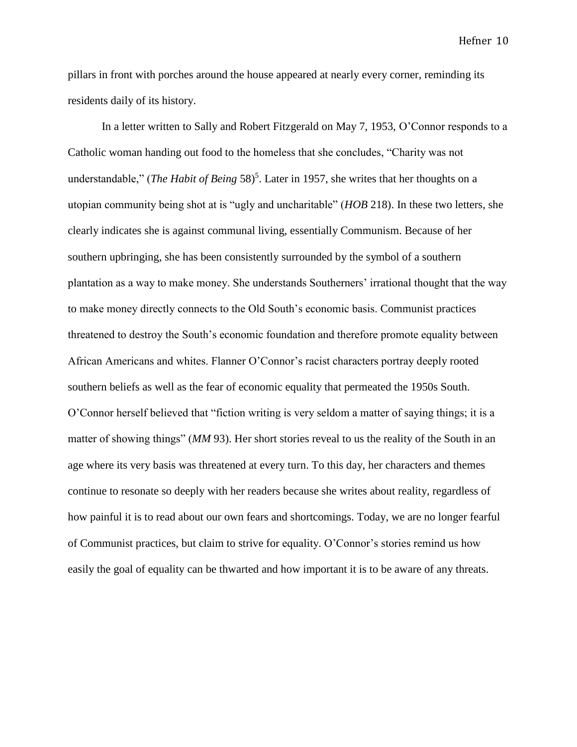pillars in front with porches around the house appeared at nearly every corner, reminding its residents daily of its history.

In a letter written to Sally and Robert Fitzgerald on May 7, 1953, O'Connor responds to a Catholic woman handing out food to the homeless that she concludes, "Charity was not understandable," (*The Habit of Being* 58)[5]. Later in 1957, she writes that her thoughts on a utopian community being shot at is "ugly and uncharitable" (*HOB* 218). In these two letters, she clearly indicates she is against communal living, essentially Communism. Because of her southern upbringing, she has been consistently surrounded by the symbol of a southern plantation as a way to make money. She understands Southerners' irrational thought that the way to make money directly connects to the Old South's economic basis. Communist practices threatened to destroy the South's economic foundation and therefore promote equality between African Americans and whites. Flanner O'Connor's racist characters portray deeply rooted southern beliefs as well as the fear of economic equality that permeated the 1950s South. O'Connor herself believed that "fiction writing is very seldom a matter of saying things; it is a matter of showing things" (*MM* 93). Her short stories reveal to us the reality of the South in an age where its very basis was threatened at every turn. To this day, her characters and themes continue to resonate so deeply with her readers because she writes about reality, regardless of how painful it is to read about our own fears and shortcomings. Today, we are no longer fearful of Communist practices, but claim to strive for equality. O'Connor's stories remind us how easily the goal of equality can be thwarted and how important it is to be aware of any threats.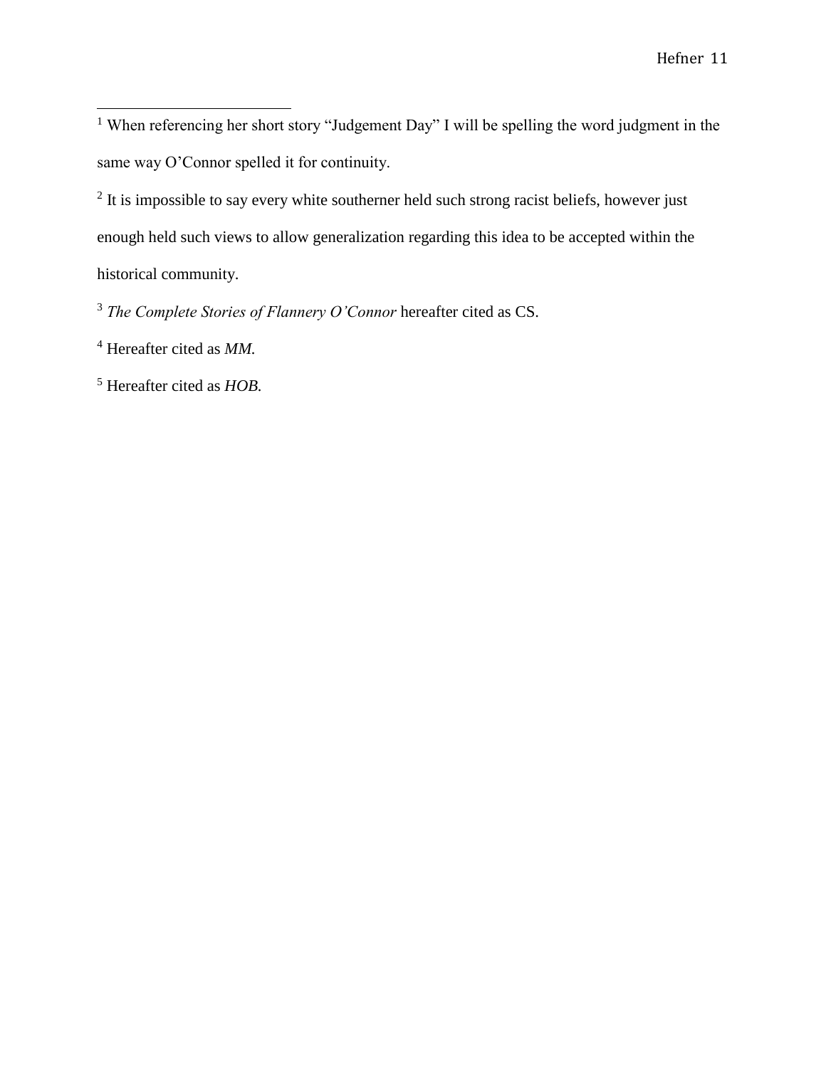[1] When referencing her short story "Judgement Day" I will be spelling the word judgment in the same way O'Connor spelled it for continuity.

[2] It is impossible to say every white southerner held such strong racist beliefs, however just enough held such views to allow generalization regarding this idea to be accepted within the historical community.

[3] *The Complete Stories of Flannery O'Connor* hereafter cited as CS.

[4] Hereafter cited as *MM.*

[5] Hereafter cited as *HOB.*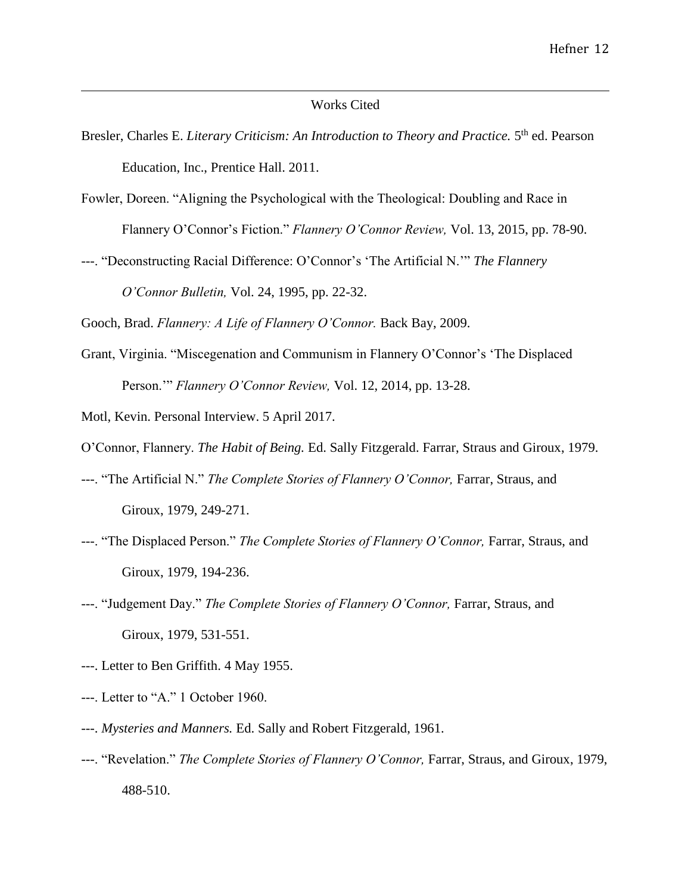# Works Cited

Bresler, Charles E. *Literary Criticism: An Introduction to Theory and Practice.* 5th ed. Pearson Education, Inc., Prentice Hall. 2011.

Fowler, Doreen. "Aligning the Psychological with the Theological: Doubling and Race in Flannery O'Connor's Fiction." *Flannery O'Connor Review,* Vol. 13, 2015, pp. 78-90.

---. "Deconstructing Racial Difference: O'Connor's 'The Artificial N.'" *The Flannery O'Connor Bulletin,* Vol. 24, 1995, pp. 22-32.

Gooch, Brad. *Flannery: A Life of Flannery O'Connor.* Back Bay, 2009.

Grant, Virginia. "Miscegenation and Communism in Flannery O'Connor's 'The Displaced Person.'" *Flannery O'Connor Review,* Vol. 12, 2014, pp. 13-28.

Motl, Kevin. Personal Interview. 5 April 2017.

O'Connor, Flannery. *The Habit of Being.* Ed. Sally Fitzgerald. Farrar, Straus and Giroux, 1979.

---. "The Artificial N." *The Complete Stories of Flannery O'Connor,* Farrar, Straus, and Giroux, 1979, 249-271.

---. "The Displaced Person." *The Complete Stories of Flannery O'Connor,* Farrar, Straus, and Giroux, 1979, 194-236.

---. "Judgement Day." *The Complete Stories of Flannery O'Connor,* Farrar, Straus, and Giroux, 1979, 531-551.

---. Letter to Ben Griffith. 4 May 1955.

---. Letter to "A." 1 October 1960.

---. *Mysteries and Manners.* Ed. Sally and Robert Fitzgerald, 1961.

---. "Revelation." *The Complete Stories of Flannery O'Connor,* Farrar, Straus, and Giroux, 1979, 488-510.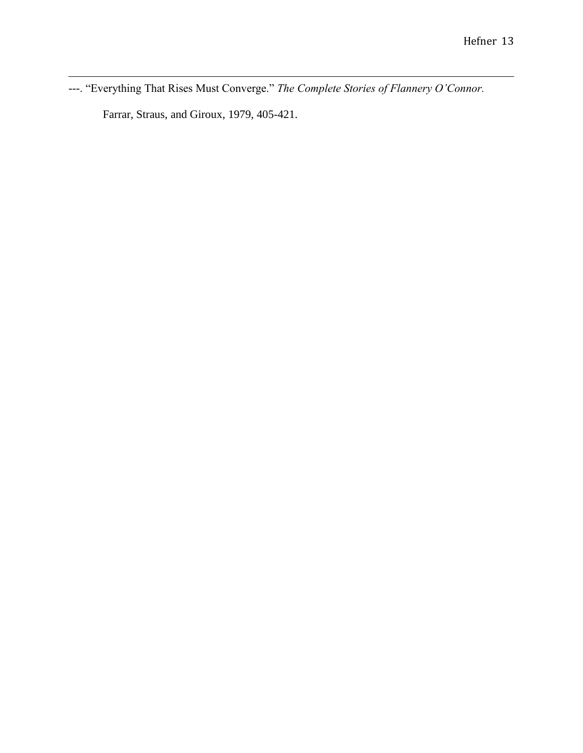---. "Everything That Rises Must Converge." *The Complete Stories of Flannery O'Connor.* Farrar, Straus, and Giroux, 1979, 405-421.